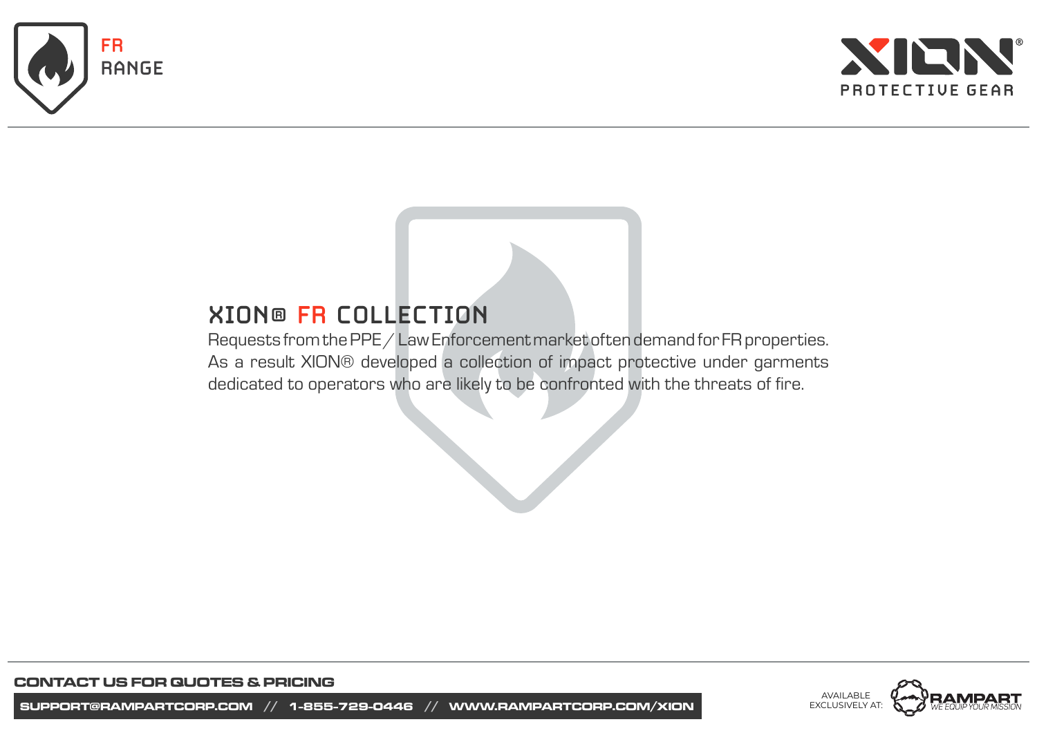FR RANGE

XION® PROTECTIVE GEAR

## XION® FR COLLECTION

Requests from the PPE / Law Enforcement market often demand for FR properties. As a result XION® developed a collection of impact protective under garments dedicated to operators who are likely to be confronted with the threats of fire.

**CONTACT US FOR QUOTES & PRICING**

**SUPPORT@RAMPARTCORP.COM // 1-855-729-0446 // WWW.RAMPARTCORP.COM/XION**

AVAILABLE EXCLUSIVELY AT: RAMPART *WE EQUIP YOUR MISSION*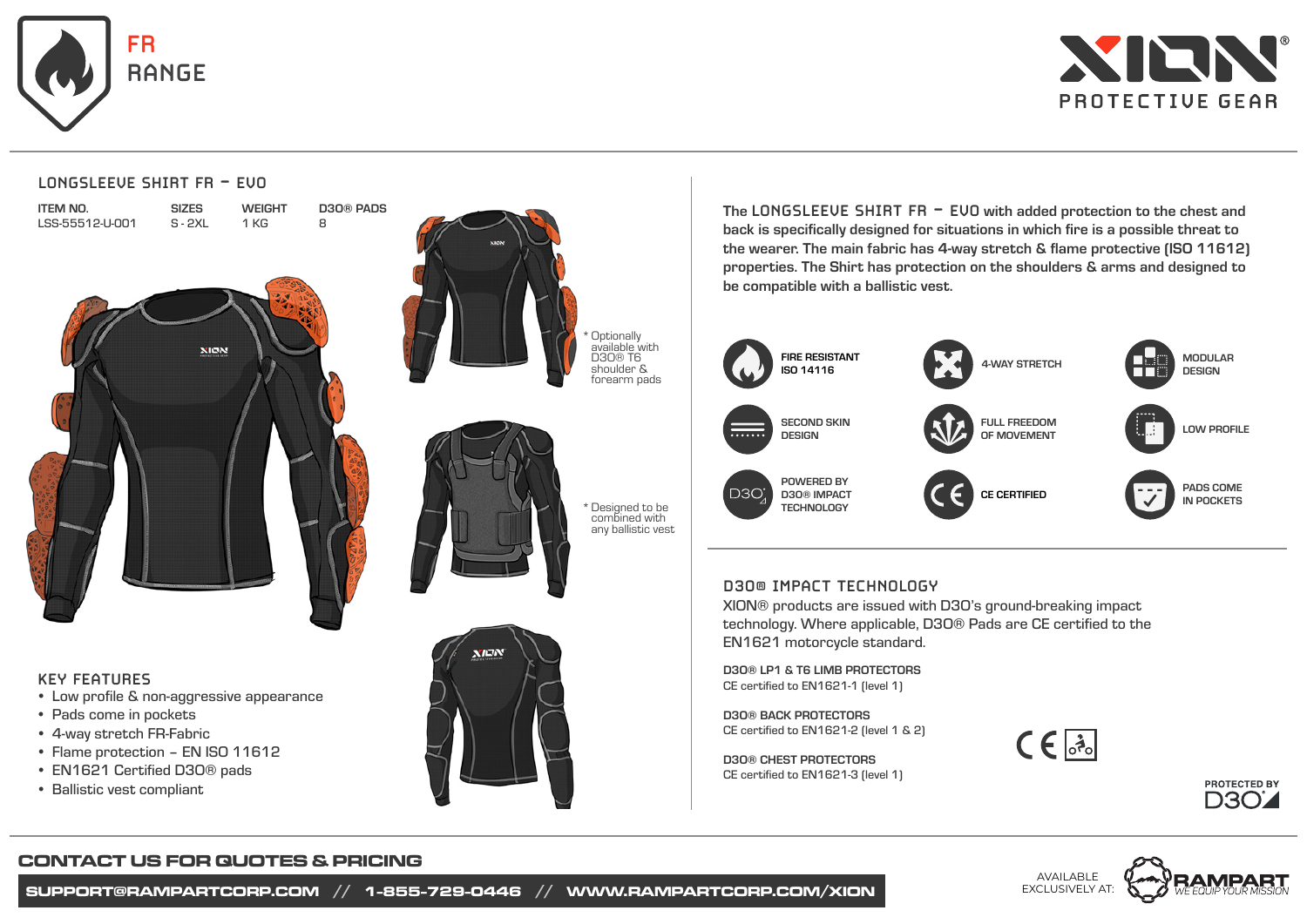# FR RANGE

XION PROTECTIVE GEAR

## LONGSLEEVE SHIRT FR – EVO

| ITEM NO. | SIZES | WEIGHT | D3O® PADS |
|---|---|---|---|
| LSS-55512-U-001 | S - 2XL | 1 KG | 8 |

* Optionally available with D3O® T6 shoulder & forearm pads

* Designed to be combined with any ballistic vest

### KEY FEATURES

- Low profile & non-aggressive appearance
- Pads come in pockets
- 4-way stretch FR-Fabric
- Flame protection – EN ISO 11612
- EN1621 Certified D3O® pads
- Ballistic vest compliant

The LONGSLEEVE SHIRT FR – EVO with added protection to the chest and back is specifically designed for situations in which fire is a possible threat to the wearer. The main fabric has 4-way stretch & flame protective (ISO 11612) properties. The Shirt has protection on the shoulders & arms and designed to be compatible with a ballistic vest.

- FIRE RESISTANT ISO 14116
- 4-WAY STRETCH
- MODULAR DESIGN
- SECOND SKIN DESIGN
- FULL FREEDOM OF MOVEMENT
- LOW PROFILE
- POWERED BY D3O® IMPACT TECHNOLOGY
- CE CERTIFIED
- PADS COME IN POCKETS

### D3O® IMPACT TECHNOLOGY

XION® products are issued with D3O's ground-breaking impact technology. Where applicable, D3O® Pads are CE certified to the EN1621 motorcycle standard.

**D3O® LP1 & T6 LIMB PROTECTORS**
CE certified to EN1621-1 (level 1)

**D3O® BACK PROTECTORS**
CE certified to EN1621-2 (level 1 & 2)

**D3O® CHEST PROTECTORS**
CE certified to EN1621-3 (level 1)

PROTECTED BY D3O

**CONTACT US FOR QUOTES & PRICING**

**SUPPORT@RAMPARTCORP.COM // 1-855-729-0446 // WWW.RAMPARTCORP.COM/XION**

AVAILABLE EXCLUSIVELY AT: RAMPART — WE EQUIP YOUR MISSION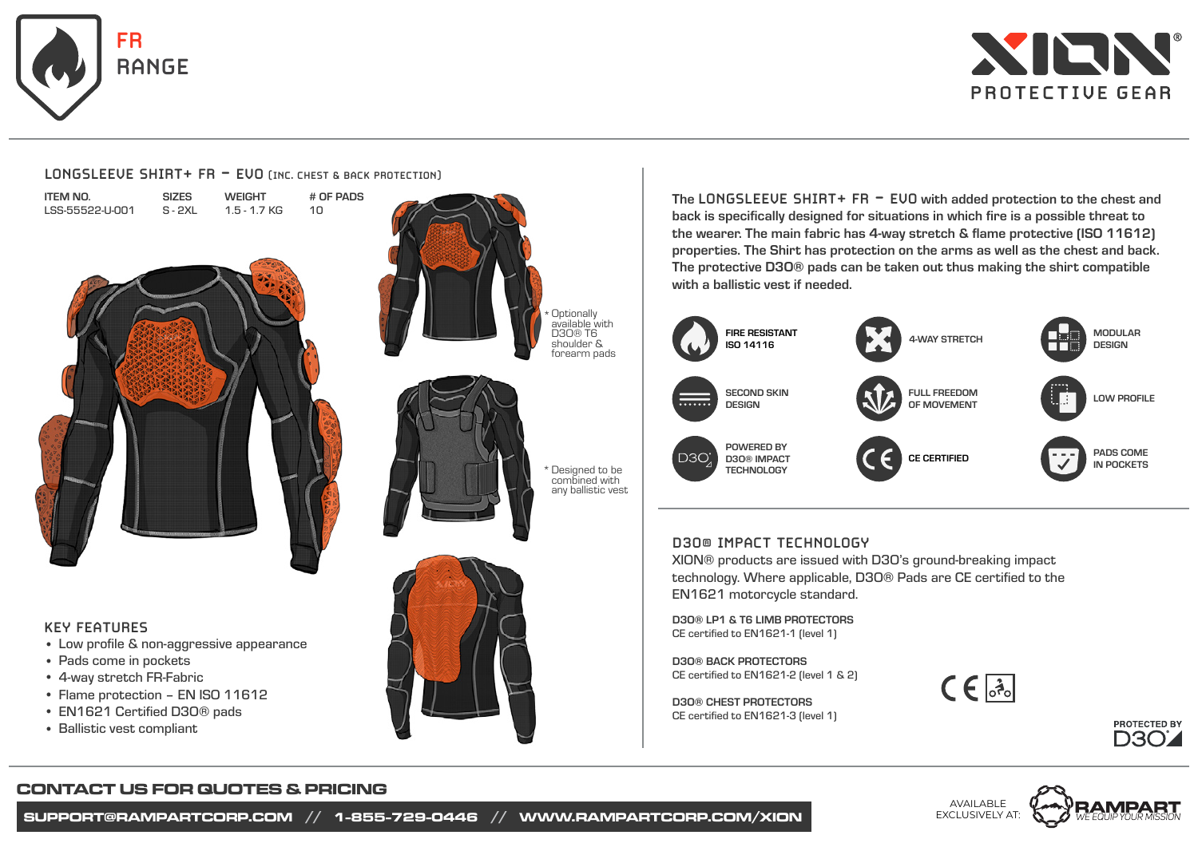# FR RANGE

XION® PROTECTIVE GEAR

## LONGSLEEVE SHIRT+ FR – EVO (INC. CHEST & BACK PROTECTION)

| ITEM NO. | SIZES | WEIGHT | # OF PADS |
|---|---|---|---|
| LSS-55522-U-001 | S - 2XL | 1.5 - 1.7 KG | 10 |

\* Optionally available with D3O® T6 shoulder & forearm pads

\* Designed to be combined with any ballistic vest

### KEY FEATURES

- Low profile & non-aggressive appearance
- Pads come in pockets
- 4-way stretch FR-Fabric
- Flame protection – EN ISO 11612
- EN1621 Certified D3O® pads
- Ballistic vest compliant

The **LONGSLEEVE SHIRT+ FR – EVO** with added protection to the chest and back is specifically designed for situations in which fire is a possible threat to the wearer. The main fabric has 4-way stretch & flame protective (ISO 11612) properties. The Shirt has protection on the arms as well as the chest and back. The protective D3O® pads can be taken out thus making the shirt compatible with a ballistic vest if needed.

- FIRE RESISTANT ISO 14116
- 4-WAY STRETCH
- MODULAR DESIGN
- SECOND SKIN DESIGN
- FULL FREEDOM OF MOVEMENT
- LOW PROFILE
- POWERED BY D3O® IMPACT TECHNOLOGY
- CE CERTIFIED
- PADS COME IN POCKETS

### D3O® IMPACT TECHNOLOGY

XION® products are issued with D3O's ground-breaking impact technology. Where applicable, D3O® Pads are CE certified to the EN1621 motorcycle standard.

**D3O® LP1 & T6 LIMB PROTECTORS**
CE certified to EN1621-1 (level 1)

**D3O® BACK PROTECTORS**
CE certified to EN1621-2 (level 1 & 2)

**D3O® CHEST PROTECTORS**
CE certified to EN1621-3 (level 1)

PROTECTED BY D3O

**CONTACT US FOR QUOTES & PRICING**

**SUPPORT@RAMPARTCORP.COM // 1-855-729-0446 // WWW.RAMPARTCORP.COM/XION**

AVAILABLE EXCLUSIVELY AT: RAMPART — WE EQUIP YOUR MISSION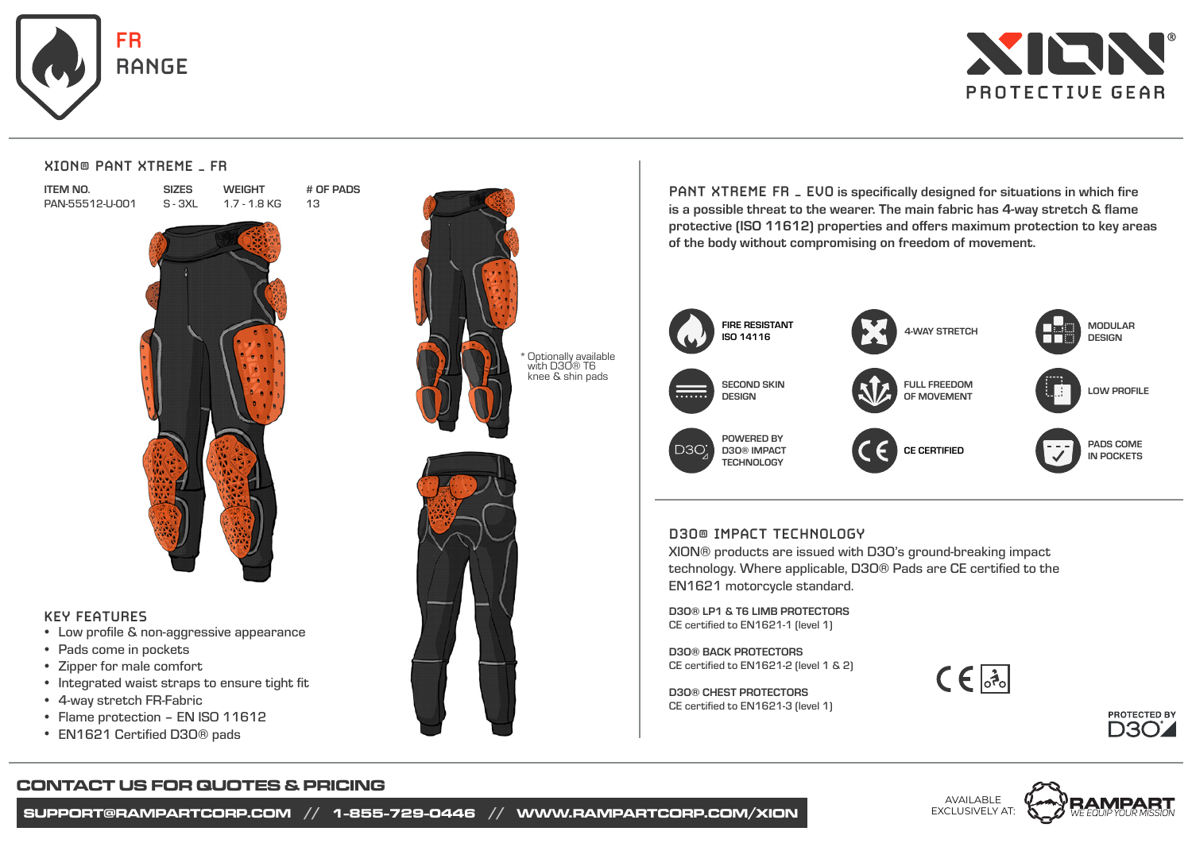# FR RANGE

XION PROTECTIVE GEAR

## XION® PANT XTREME _ FR

| ITEM NO. | SIZES | WEIGHT | # OF PADS |
|---|---|---|---|
| PAN-55512-U-001 | S - 3XL | 1.7 - 1.8 KG | 13 |

* Optionally available with D3O® T6 knee & shin pads

### KEY FEATURES

- Low profile & non-aggressive appearance
- Pads come in pockets
- Zipper for male comfort
- Integrated waist straps to ensure tight fit
- 4-way stretch FR-Fabric
- Flame protection – EN ISO 11612
- EN1621 Certified D3O® pads

PANT XTREME FR _ EVO is specifically designed for situations in which fire is a possible threat to the wearer. The main fabric has 4-way stretch & flame protective (ISO 11612) properties and offers maximum protection to key areas of the body without compromising on freedom of movement.

- FIRE RESISTANT ISO 14116
- 4-WAY STRETCH
- MODULAR DESIGN
- SECOND SKIN DESIGN
- FULL FREEDOM OF MOVEMENT
- LOW PROFILE
- POWERED BY D3O® IMPACT TECHNOLOGY
- CE CERTIFIED
- PADS COME IN POCKETS

### D3O® IMPACT TECHNOLOGY

XION® products are issued with D3O's ground-breaking impact technology. Where applicable, D3O® Pads are CE certified to the EN1621 motorcycle standard.

**D3O® LP1 & T6 LIMB PROTECTORS**
CE certified to EN1621-1 (level 1)

**D3O® BACK PROTECTORS**
CE certified to EN1621-2 (level 1 & 2)

**D3O® CHEST PROTECTORS**
CE certified to EN1621-3 (level 1)

PROTECTED BY D3O

## CONTACT US FOR QUOTES & PRICING

**SUPPORT@RAMPARTCORP.COM // 1-855-729-0446 // WWW.RAMPARTCORP.COM/XION**

AVAILABLE EXCLUSIVELY AT: RAMPART – WE EQUIP YOUR MISSION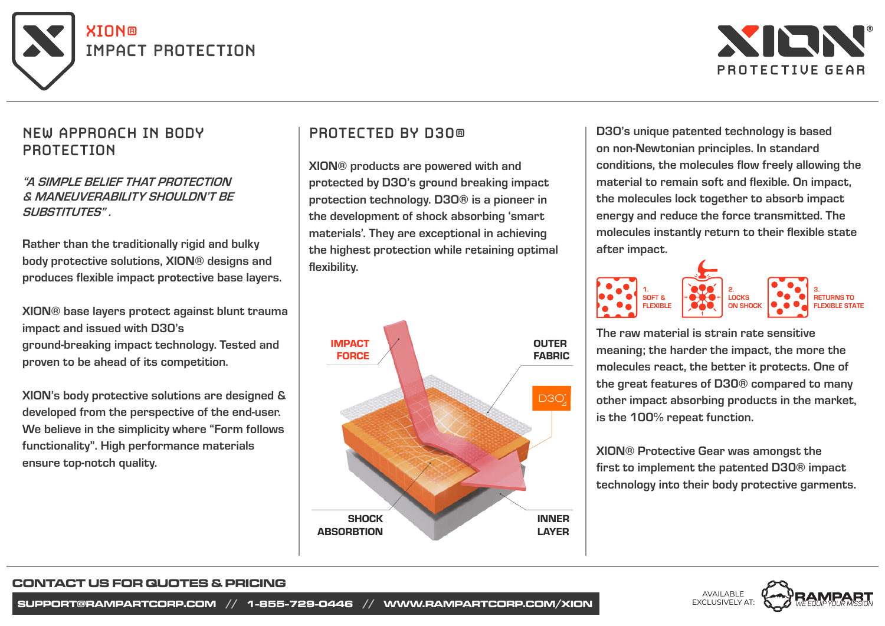# XION®
## IMPACT PROTECTION

XION® PROTECTIVE GEAR

## NEW APPROACH IN BODY PROTECTION

*"A SIMPLE BELIEF THAT PROTECTION & MANEUVERABILITY SHOULDN'T BE SUBSTITUTES".*

Rather than the traditionally rigid and bulky body protective solutions, XION® designs and produces flexible impact protective base layers.

XION® base layers protect against blunt trauma impact and issued with D3O's ground-breaking impact technology. Tested and proven to be ahead of its competition.

XION's body protective solutions are designed & developed from the perspective of the end-user. We believe in the simplicity where "Form follows functionality". High performance materials ensure top-notch quality.

## PROTECTED BY D3O®

XION® products are powered with and protected by D3O's ground breaking impact protection technology. D3O® is a pioneer in the development of shock absorbing 'smart materials'. They are exceptional in achieving the highest protection while retaining optimal flexibility.

IMPACT FORCE

OUTER FABRIC

D3O

SHOCK ABSORBTION

INNER LAYER

D3O's unique patented technology is based on non-Newtonian principles. In standard conditions, the molecules flow freely allowing the material to remain soft and flexible. On impact, the molecules lock together to absorb impact energy and reduce the force transmitted. The molecules instantly return to their flexible state after impact.

1. SOFT & FLEXIBLE

2. LOCKS ON SHOCK

3. RETURNS TO FLEXIBLE STATE

The raw material is strain rate sensitive meaning; the harder the impact, the more the molecules react, the better it protects. One of the great features of D3O® compared to many other impact absorbing products in the market, is the 100% repeat function.

XION® Protective Gear was amongst the first to implement the patented D3O® impact technology into their body protective garments.

**CONTACT US FOR QUOTES & PRICING**

**SUPPORT@RAMPARTCORP.COM // 1-855-729-0446 // WWW.RAMPARTCORP.COM/XION**

AVAILABLE EXCLUSIVELY AT: RAMPART — WE EQUIP YOUR MISSION